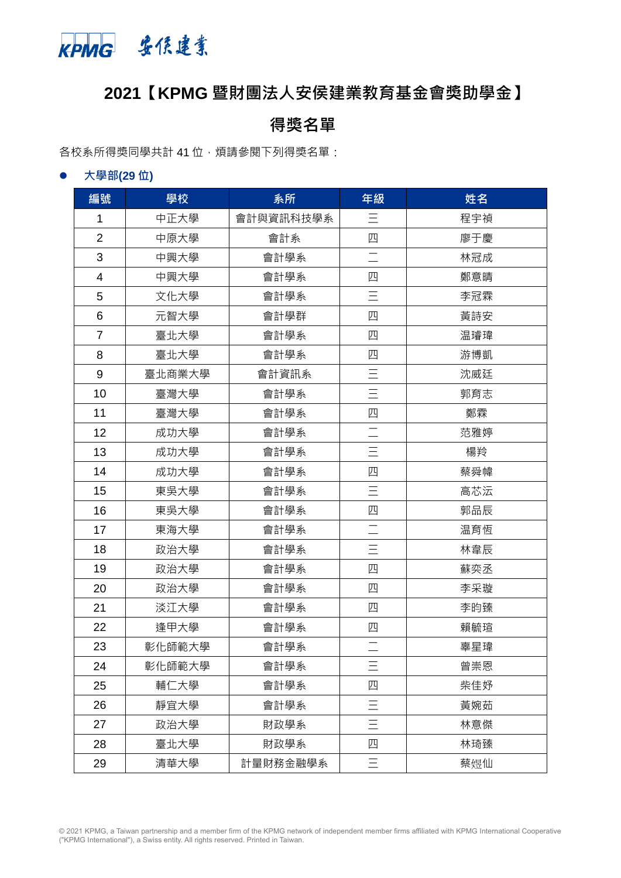KPMG 安侯建業

# 2021【KPMG 暨財團法人安侯建業教育基金會獎助學金】

## 得獎名單

各校系所得獎同學共計 41 位，煩請參閱下列得獎名單：

- **大學部(29 位)**

| 編號 | 學校 | 系所 | 年級 | 姓名 |
|---|---|---|---|---|
| 1 | 中正大學 | 會計與資訊科技學系 | 三 | 程宇禎 |
| 2 | 中原大學 | 會計系 | 四 | 廖于慶 |
| 3 | 中興大學 | 會計學系 | 二 | 林冠成 |
| 4 | 中興大學 | 會計學系 | 四 | 鄭意晴 |
| 5 | 文化大學 | 會計學系 | 三 | 李冠霖 |
| 6 | 元智大學 | 會計學群 | 四 | 黃詩安 |
| 7 | 臺北大學 | 會計學系 | 四 | 温璿瑋 |
| 8 | 臺北大學 | 會計學系 | 四 | 游博凱 |
| 9 | 臺北商業大學 | 會計資訊系 | 三 | 沈威廷 |
| 10 | 臺灣大學 | 會計學系 | 三 | 郭育志 |
| 11 | 臺灣大學 | 會計學系 | 四 | 鄭霖 |
| 12 | 成功大學 | 會計學系 | 二 | 范雅婷 |
| 13 | 成功大學 | 會計學系 | 三 | 楊羚 |
| 14 | 成功大學 | 會計學系 | 四 | 蔡舜幃 |
| 15 | 東吳大學 | 會計學系 | 三 | 高芯沄 |
| 16 | 東吳大學 | 會計學系 | 四 | 郭品辰 |
| 17 | 東海大學 | 會計學系 | 二 | 温育恆 |
| 18 | 政治大學 | 會計學系 | 三 | 林韋辰 |
| 19 | 政治大學 | 會計學系 | 四 | 蘇奕丞 |
| 20 | 政治大學 | 會計學系 | 四 | 李采璇 |
| 21 | 淡江大學 | 會計學系 | 四 | 李昀臻 |
| 22 | 逢甲大學 | 會計學系 | 四 | 賴毓瑄 |
| 23 | 彰化師範大學 | 會計學系 | 二 | 辜星瑋 |
| 24 | 彰化師範大學 | 會計學系 | 三 | 曾崇恩 |
| 25 | 輔仁大學 | 會計學系 | 四 | 柴佳妤 |
| 26 | 靜宜大學 | 會計學系 | 三 | 黃婉茹 |
| 27 | 政治大學 | 財政學系 | 三 | 林意傑 |
| 28 | 臺北大學 | 財政學系 | 四 | 林琦臻 |
| 29 | 清華大學 | 計量財務金融學系 | 三 | 蔡愷仙 |

© 2021 KPMG, a Taiwan partnership and a member firm of the KPMG network of independent member firms affiliated with KPMG International Cooperative ("KPMG International"), a Swiss entity. All rights reserved. Printed in Taiwan.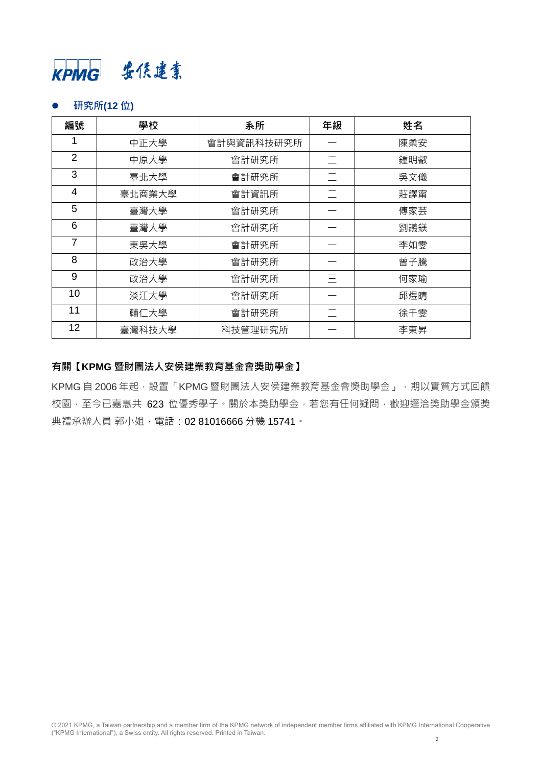- **研究所(12 位)**

| 編號 | 學校 | 系所 | 年級 | 姓名 |
|---|---|---|---|---|
| 1 | 中正大學 | 會計與資訊科技研究所 | 一 | 陳柔安 |
| 2 | 中原大學 | 會計研究所 | 二 | 鍾明叡 |
| 3 | 臺北大學 | 會計研究所 | 二 | 吳文儀 |
| 4 | 臺北商業大學 | 會計資訊所 | 二 | 莊譯甯 |
| 5 | 臺灣大學 | 會計研究所 | 一 | 傅家芸 |
| 6 | 臺灣大學 | 會計研究所 | 一 | 劉議鎂 |
| 7 | 東吳大學 | 會計研究所 | 一 | 李如雯 |
| 8 | 政治大學 | 會計研究所 | 一 | 曾子騰 |
| 9 | 政治大學 | 會計研究所 | 三 | 何家瑜 |
| 10 | 淡江大學 | 會計研究所 | 一 | 邱煜晴 |
| 11 | 輔仁大學 | 會計研究所 | 二 | 徐千雯 |
| 12 | 臺灣科技大學 | 科技管理研究所 | 一 | 李東昇 |

**有關【KPMG 暨財團法人安侯建業教育基金會獎助學金】**

KPMG 自 2006 年起，設置「KPMG 暨財團法人安侯建業教育基金會獎助學金」，期以實質方式回饋校園，至今已嘉惠共 623 位優秀學子。關於本獎助學金，若您有任何疑問，歡迎逕洽獎助學金頒獎典禮承辦人員 郭小姐，電話：02 81016666 分機 15741。

© 2021 KPMG, a Taiwan partnership and a member firm of the KPMG network of independent member firms affiliated with KPMG International Cooperative ("KPMG International"), a Swiss entity. All rights reserved. Printed in Taiwan.